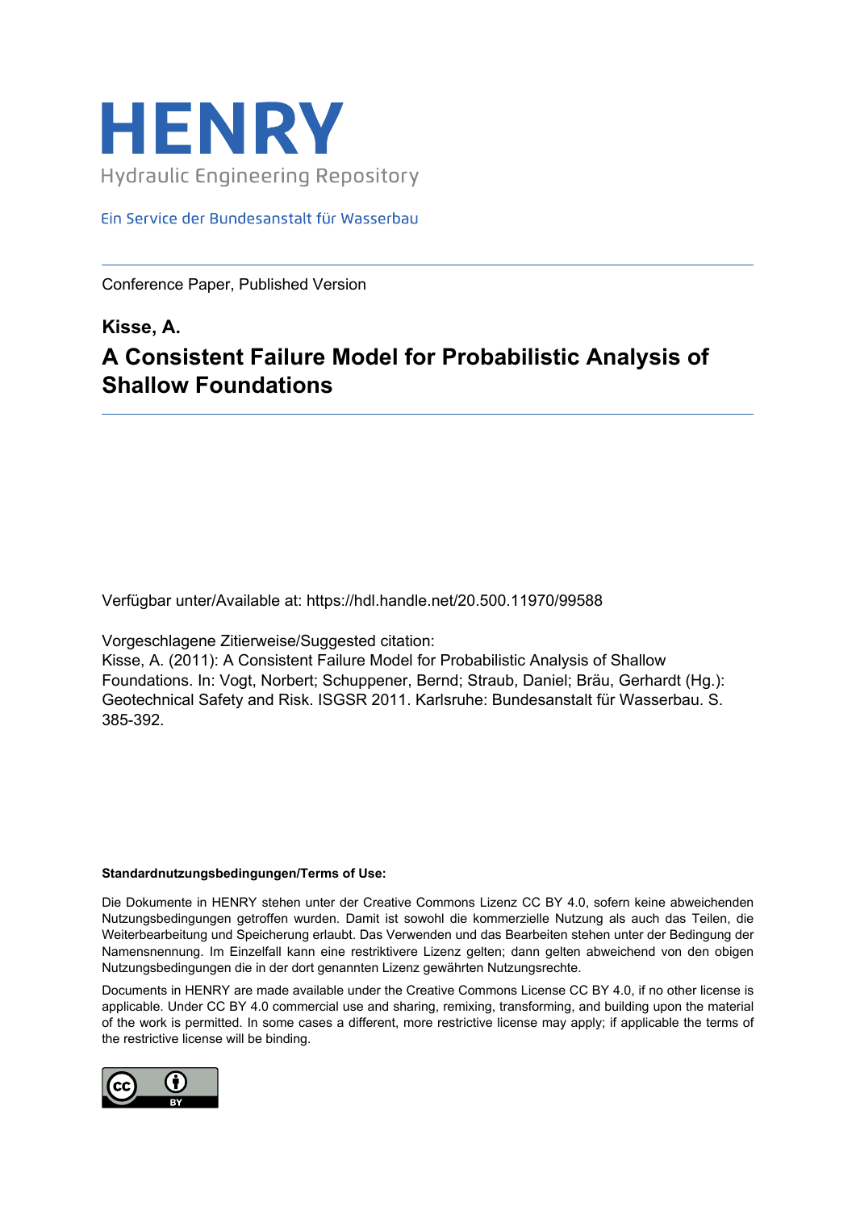# HENRY

Hydraulic Engineering Repository

Ein Service der Bundesanstalt für Wasserbau

---

Conference Paper, Published Version

**Kisse, A.**

## A Consistent Failure Model for Probabilistic Analysis of Shallow Foundations

---

Verfügbar unter/Available at: https://hdl.handle.net/20.500.11970/99588

Vorgeschlagene Zitierweise/Suggested citation:
Kisse, A. (2011): A Consistent Failure Model for Probabilistic Analysis of Shallow Foundations. In: Vogt, Norbert; Schuppener, Bernd; Straub, Daniel; Bräu, Gerhardt (Hg.): Geotechnical Safety and Risk. ISGSR 2011. Karlsruhe: Bundesanstalt für Wasserbau. S. 385-392.

**Standardnutzungsbedingungen/Terms of Use:**

Die Dokumente in HENRY stehen unter der Creative Commons Lizenz CC BY 4.0, sofern keine abweichenden Nutzungsbedingungen getroffen wurden. Damit ist sowohl die kommerzielle Nutzung als auch das Teilen, die Weiterbearbeitung und Speicherung erlaubt. Das Verwenden und das Bearbeiten stehen unter der Bedingung der Namensnennung. Im Einzelfall kann eine restriktivere Lizenz gelten; dann gelten abweichend von den obigen Nutzungsbedingungen die in der dort genannten Lizenz gewährten Nutzungsrechte.

Documents in HENRY are made available under the Creative Commons License CC BY 4.0, if no other license is applicable. Under CC BY 4.0 commercial use and sharing, remixing, transforming, and building upon the material of the work is permitted. In some cases a different, more restrictive license may apply; if applicable the terms of the restrictive license will be binding.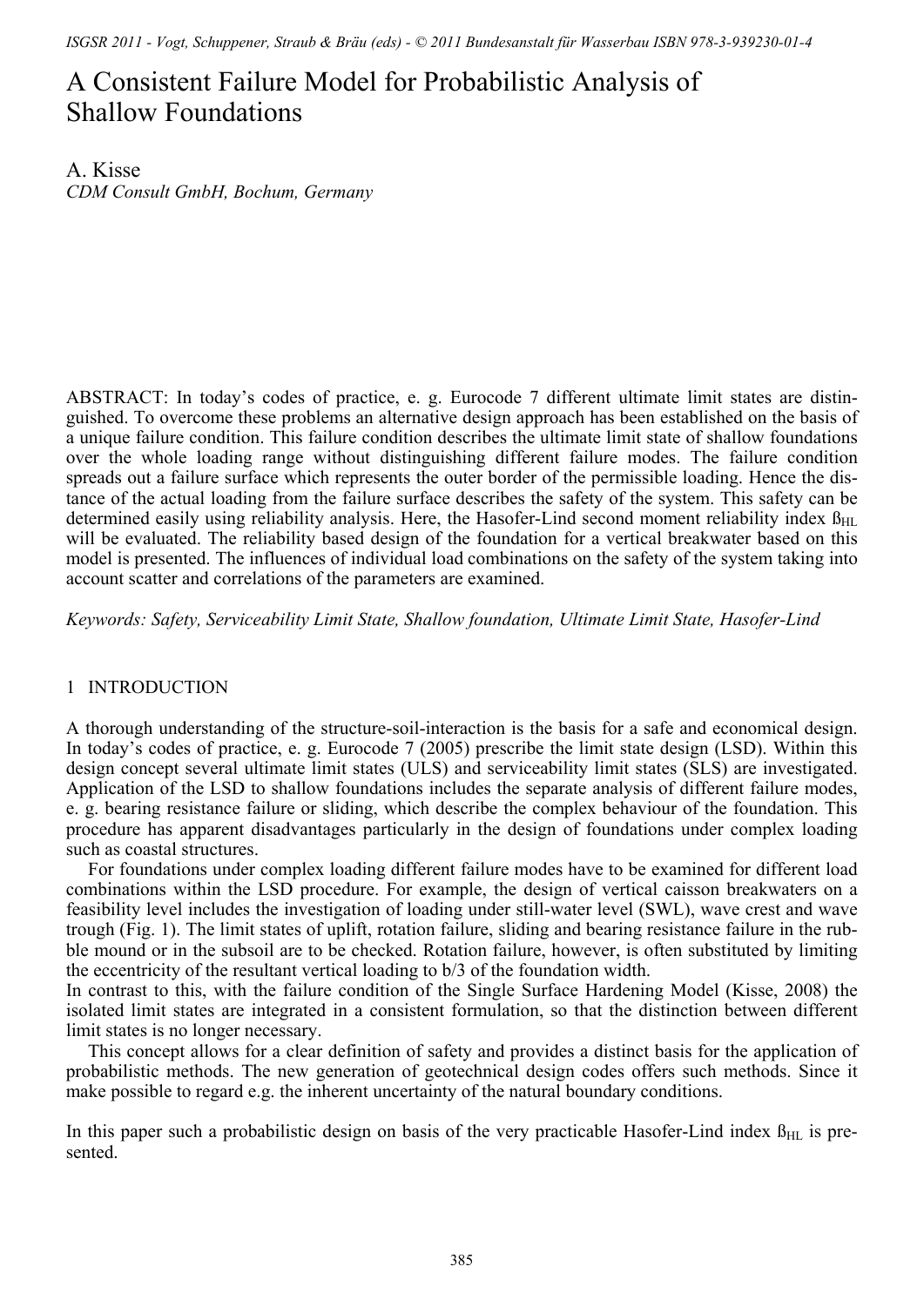# A Consistent Failure Model for Probabilistic Analysis of Shallow Foundations

A. Kisse

*CDM Consult GmbH, Bochum, Germany*

ABSTRACT: In today's codes of practice, e. g. Eurocode 7 different ultimate limit states are distinguished. To overcome these problems an alternative design approach has been established on the basis of a unique failure condition. This failure condition describes the ultimate limit state of shallow foundations over the whole loading range without distinguishing different failure modes. The failure condition spreads out a failure surface which represents the outer border of the permissible loading. Hence the distance of the actual loading from the failure surface describes the safety of the system. This safety can be determined easily using reliability analysis. Here, the Hasofer-Lind second moment reliability index $ß_{HL}$ will be evaluated. The reliability based design of the foundation for a vertical breakwater based on this model is presented. The influences of individual load combinations on the safety of the system taking into account scatter and correlations of the parameters are examined.

*Keywords: Safety, Serviceability Limit State, Shallow foundation, Ultimate Limit State, Hasofer-Lind*

## 1 INTRODUCTION

A thorough understanding of the structure-soil-interaction is the basis for a safe and economical design. In today's codes of practice, e. g. Eurocode 7 (2005) prescribe the limit state design (LSD). Within this design concept several ultimate limit states (ULS) and serviceability limit states (SLS) are investigated. Application of the LSD to shallow foundations includes the separate analysis of different failure modes, e. g. bearing resistance failure or sliding, which describe the complex behaviour of the foundation. This procedure has apparent disadvantages particularly in the design of foundations under complex loading such as coastal structures.

For foundations under complex loading different failure modes have to be examined for different load combinations within the LSD procedure. For example, the design of vertical caisson breakwaters on a feasibility level includes the investigation of loading under still-water level (SWL), wave crest and wave trough (Fig. 1). The limit states of uplift, rotation failure, sliding and bearing resistance failure in the rubble mound or in the subsoil are to be checked. Rotation failure, however, is often substituted by limiting the eccentricity of the resultant vertical loading to b/3 of the foundation width.

In contrast to this, with the failure condition of the Single Surface Hardening Model (Kisse, 2008) the isolated limit states are integrated in a consistent formulation, so that the distinction between different limit states is no longer necessary.

This concept allows for a clear definition of safety and provides a distinct basis for the application of probabilistic methods. The new generation of geotechnical design codes offers such methods. Since it make possible to regard e.g. the inherent uncertainty of the natural boundary conditions.

In this paper such a probabilistic design on basis of the very practicable Hasofer-Lind index $ß_{HL}$ is presented.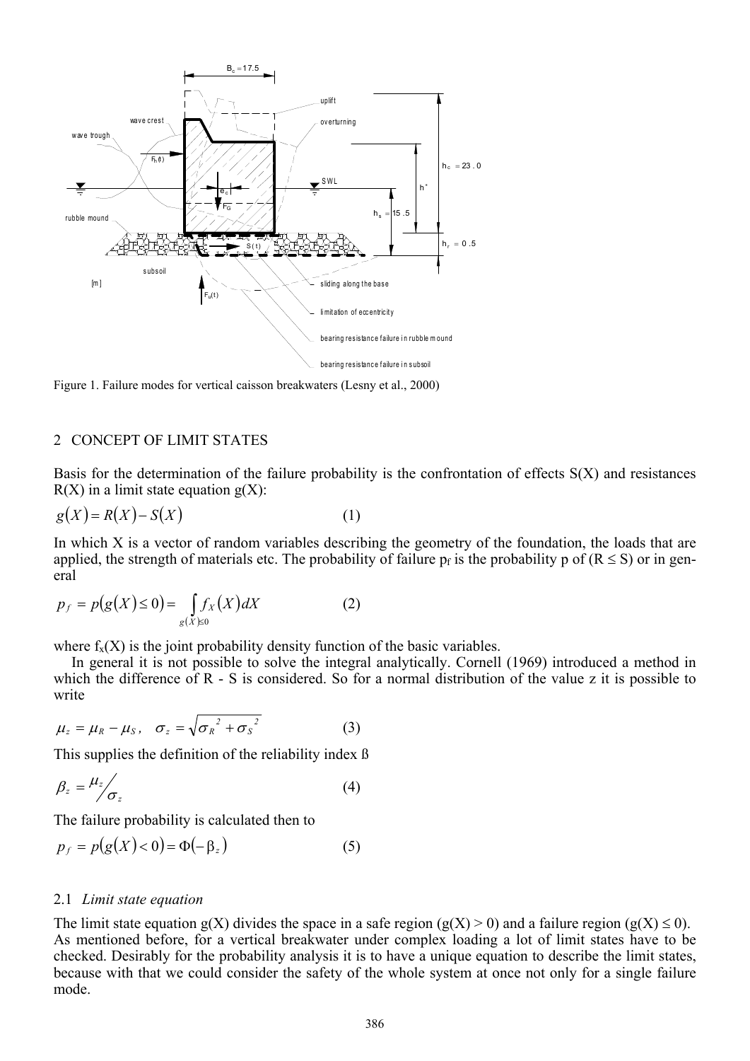Figure 1. Failure modes for vertical caisson breakwaters (Lesny et al., 2000)

## 2 CONCEPT OF LIMIT STATES

Basis for the determination of the failure probability is the confrontation of effects S(X) and resistances R(X) in a limit state equation g(X):

$$g(X) = R(X) - S(X) \quad (1)$$

In which X is a vector of random variables describing the geometry of the foundation, the loads that are applied, the strength of materials etc. The probability of failure $p_f$ is the probability p of ($R \leq S$) or in general

$$p_f = p(g(X) \leq 0) = \int_{g(X) \leq 0} f_X(X) dX \quad (2)$$

where $f_x(X)$ is the joint probability density function of the basic variables.

In general it is not possible to solve the integral analytically. Cornell (1969) introduced a method in which the difference of R - S is considered. So for a normal distribution of the value z it is possible to write

$$\mu_z = \mu_R - \mu_S, \quad \sigma_z = \sqrt{\sigma_R^2 + \sigma_S^2} \quad (3)$$

This supplies the definition of the reliability index ß

$$\beta_z = \mu_z / \sigma_z \quad (4)$$

The failure probability is calculated then to

$$p_f = p(g(X) < 0) = \Phi(-\beta_z) \quad (5)$$

### 2.1 *Limit state equation*

The limit state equation g(X) divides the space in a safe region ($g(X) > 0$) and a failure region ($g(X) \leq 0$). As mentioned before, for a vertical breakwater under complex loading a lot of limit states have to be checked. Desirably for the probability analysis it is to have a unique equation to describe the limit states, because with that we could consider the safety of the whole system at once not only for a single failure mode.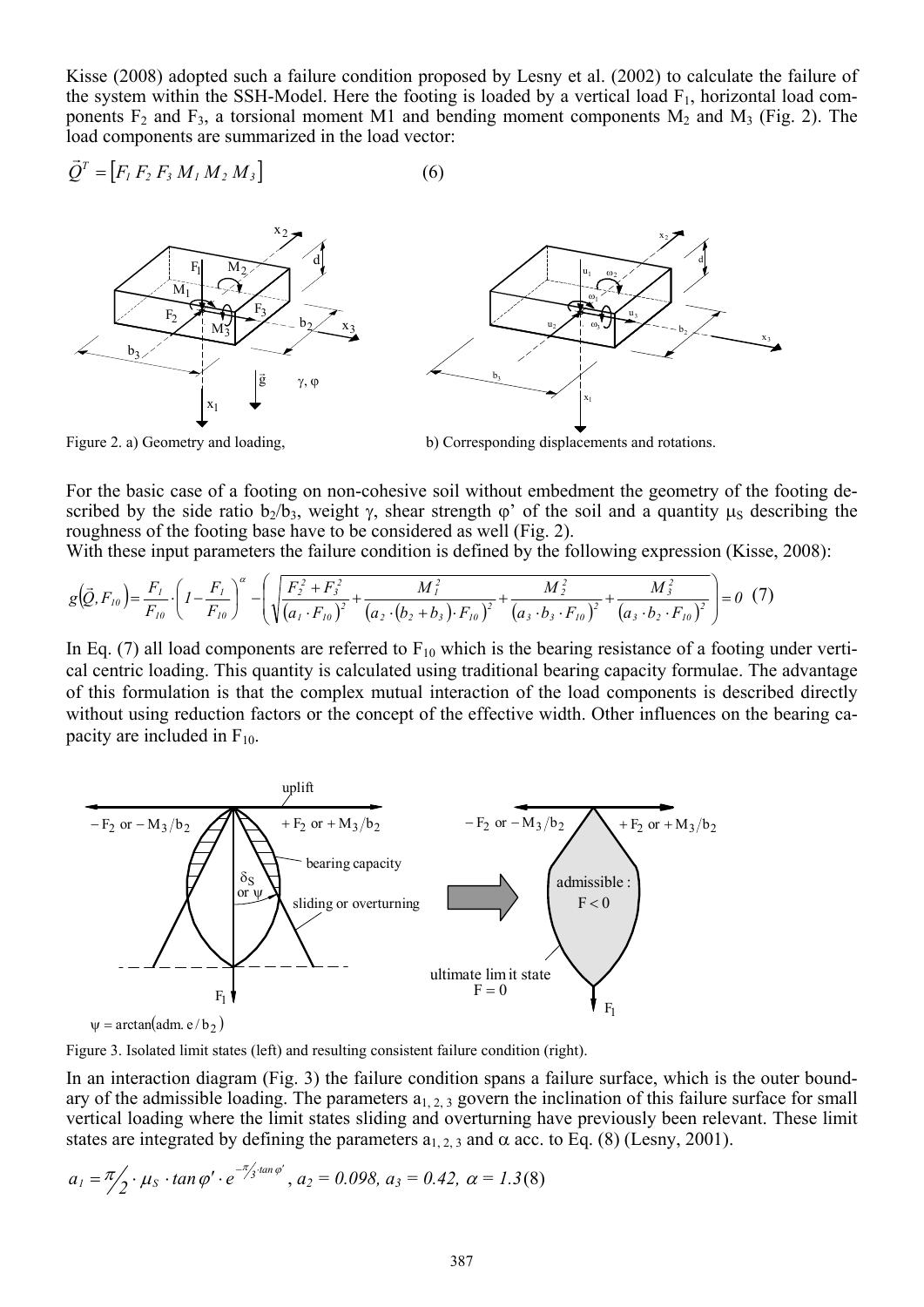Kisse (2008) adopted such a failure condition proposed by Lesny et al. (2002) to calculate the failure of the system within the SSH-Model. Here the footing is loaded by a vertical load $F_1$, horizontal load components $F_2$ and $F_3$, a torsional moment M1 and bending moment components $M_2$ and $M_3$ (Fig. 2). The load components are summarized in the load vector:

$$\vec{Q}^T = \left[F_1\ F_2\ F_3\ M_1\ M_2\ M_3\right] \quad (6)$$

Figure 2. a) Geometry and loading, b) Corresponding displacements and rotations.

For the basic case of a footing on non-cohesive soil without embedment the geometry of the footing described by the side ratio $b_2/b_3$, weight $\gamma$, shear strength $\varphi'$ of the soil and a quantity $\mu_S$ describing the roughness of the footing base have to be considered as well (Fig. 2).

With these input parameters the failure condition is defined by the following expression (Kisse, 2008):

$$g\left(\vec{Q}, F_{10}\right) = \frac{F_1}{F_{10}} \cdot \left(1 - \frac{F_1}{F_{10}}\right)^{\alpha} - \left(\sqrt{\frac{F_2^2 + F_3^2}{\left(a_1 \cdot F_{10}\right)^2} + \frac{M_1^2}{\left(a_2 \cdot \left(b_2 + b_3\right) \cdot F_{10}\right)^2} + \frac{M_2^2}{\left(a_3 \cdot b_3 \cdot F_{10}\right)^2} + \frac{M_3^2}{\left(a_3 \cdot b_2 \cdot F_{10}\right)^2}}\right) = 0 \quad (7)$$

In Eq. (7) all load components are referred to $F_{10}$ which is the bearing resistance of a footing under vertical centric loading. This quantity is calculated using traditional bearing capacity formulae. The advantage of this formulation is that the complex mutual interaction of the load components is described directly without using reduction factors or the concept of the effective width. Other influences on the bearing capacity are included in $F_{10}$.

$\psi = \arctan(\text{adm. } e / b_2)$

Figure 3. Isolated limit states (left) and resulting consistent failure condition (right).

In an interaction diagram (Fig. 3) the failure condition spans a failure surface, which is the outer boundary of the admissible loading. The parameters $a_{1,2,3}$ govern the inclination of this failure surface for small vertical loading where the limit states sliding and overturning have previously been relevant. These limit states are integrated by defining the parameters $a_{1,2,3}$ and $\alpha$ acc. to Eq. (8) (Lesny, 2001).

$$a_1 = \pi/2 \cdot \mu_S \cdot \tan\varphi' \cdot e^{-\pi/3 \cdot \tan\varphi'},\ a_2 = 0.098,\ a_3 = 0.42,\ \alpha = 1.3 \quad (8)$$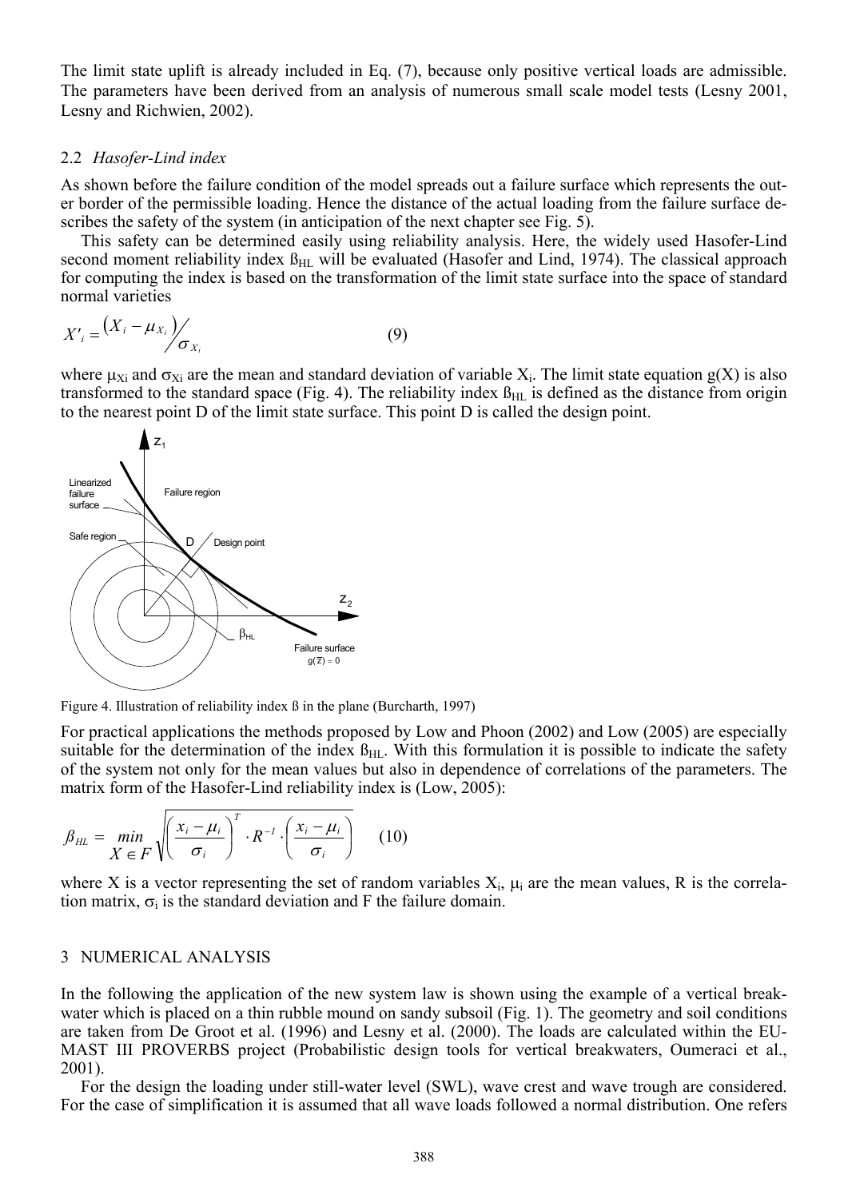The limit state uplift is already included in Eq. (7), because only positive vertical loads are admissible. The parameters have been derived from an analysis of numerous small scale model tests (Lesny 2001, Lesny and Richwien, 2002).

### 2.2 *Hasofer-Lind index*

As shown before the failure condition of the model spreads out a failure surface which represents the outer border of the permissible loading. Hence the distance of the actual loading from the failure surface describes the safety of the system (in anticipation of the next chapter see Fig. 5).

This safety can be determined easily using reliability analysis. Here, the widely used Hasofer-Lind second moment reliability index $ß_{HL}$ will be evaluated (Hasofer and Lind, 1974). The classical approach for computing the index is based on the transformation of the limit state surface into the space of standard normal varieties

$$X'_i = \left(X_i - \mu_{X_i}\right) \Big/ \sigma_{X_i} \tag{9}$$

where $\mu_{Xi}$ and $\sigma_{Xi}$ are the mean and standard deviation of variable $X_i$. The limit state equation $g(X)$ is also transformed to the standard space (Fig. 4). The reliability index $ß_{HL}$ is defined as the distance from origin to the nearest point D of the limit state surface. This point D is called the design point.

Figure 4. Illustration of reliability index ß in the plane (Burcharth, 1997)

For practical applications the methods proposed by Low and Phoon (2002) and Low (2005) are especially suitable for the determination of the index $ß_{HL}$. With this formulation it is possible to indicate the safety of the system not only for the mean values but also in dependence of correlations of the parameters. The matrix form of the Hasofer-Lind reliability index is (Low, 2005):

$$\beta_{HL} = \min_{X \in F} \sqrt{\left(\frac{x_i - \mu_i}{\sigma_i}\right)^T \cdot R^{-1} \cdot \left(\frac{x_i - \mu_i}{\sigma_i}\right)} \tag{10}$$

where X is a vector representing the set of random variables $X_i$, $\mu_i$ are the mean values, R is the correlation matrix, $\sigma_i$ is the standard deviation and F the failure domain.

## 3 NUMERICAL ANALYSIS

In the following the application of the new system law is shown using the example of a vertical breakwater which is placed on a thin rubble mound on sandy subsoil (Fig. 1). The geometry and soil conditions are taken from De Groot et al. (1996) and Lesny et al. (2000). The loads are calculated within the EU-MAST III PROVERBS project (Probabilistic design tools for vertical breakwaters, Oumeraci et al., 2001).

For the design the loading under still-water level (SWL), wave crest and wave trough are considered. For the case of simplification it is assumed that all wave loads followed a normal distribution. One refers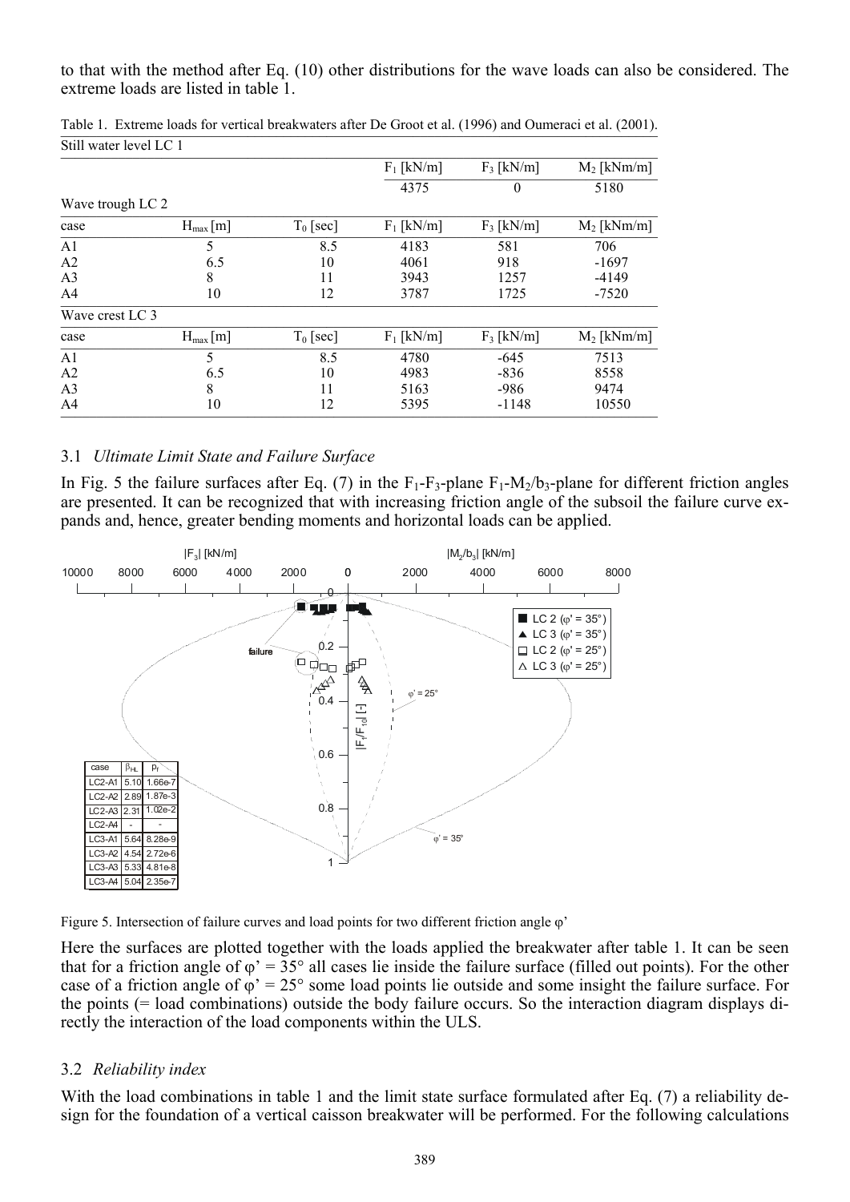to that with the method after Eq. (10) other distributions for the wave loads can also be considered. The extreme loads are listed in table 1.

Table 1. Extreme loads for vertical breakwaters after De Groot et al. (1996) and Oumeraci et al. (2001).

| Still water level LC 1 | | | | | |
|---|---|---|---|---|---|
| | | | $F_1$ [kN/m] | $F_3$ [kN/m] | $M_2$ [kNm/m] |
| | | | 4375 | 0 | 5180 |
| **Wave trough LC 2** | | | | | |
| case | $H_{max}$ [m] | $T_0$ [sec] | $F_1$ [kN/m] | $F_3$ [kN/m] | $M_2$ [kNm/m] |
| A1 | 5 | 8.5 | 4183 | 581 | 706 |
| A2 | 6.5 | 10 | 4061 | 918 | -1697 |
| A3 | 8 | 11 | 3943 | 1257 | -4149 |
| A4 | 10 | 12 | 3787 | 1725 | -7520 |
| **Wave crest LC 3** | | | | | |
| case | $H_{max}$ [m] | $T_0$ [sec] | $F_1$ [kN/m] | $F_3$ [kN/m] | $M_2$ [kNm/m] |
| A1 | 5 | 8.5 | 4780 | -645 | 7513 |
| A2 | 6.5 | 10 | 4983 | -836 | 8558 |
| A3 | 8 | 11 | 5163 | -986 | 9474 |
| A4 | 10 | 12 | 5395 | -1148 | 10550 |

### 3.1 *Ultimate Limit State and Failure Surface*

In Fig. 5 the failure surfaces after Eq. (7) in the $F_1$-$F_3$-plane $F_1$-$M_2/b_3$-plane for different friction angles are presented. It can be recognized that with increasing friction angle of the subsoil the failure curve expands and, hence, greater bending moments and horizontal loads can be applied.

| case | $\beta_{HL}$ | $p_f$ |
|---|---|---|
| LC2-A1 | 5.10 | 1.66e-7 |
| LC2-A2 | 2.89 | 1.87e-3 |
| LC2-A3 | 2.31 | 1.02e-2 |
| LC2-A4 | - | - |
| LC3-A1 | 5.64 | 8.28e-9 |
| LC3-A2 | 4.54 | 2.72e-6 |
| LC3-A3 | 5.33 | 4.81e-8 |
| LC3-A4 | 5.04 | 2.35e-7 |

Figure 5. Intersection of failure curves and load points for two different friction angle φ'

Here the surfaces are plotted together with the loads applied the breakwater after table 1. It can be seen that for a friction angle of φ' = 35° all cases lie inside the failure surface (filled out points). For the other case of a friction angle of φ' = 25° some load points lie outside and some insight the failure surface. For the points (= load combinations) outside the body failure occurs. So the interaction diagram displays directly the interaction of the load components within the ULS.

### 3.2 *Reliability index*

With the load combinations in table 1 and the limit state surface formulated after Eq. (7) a reliability design for the foundation of a vertical caisson breakwater will be performed. For the following calculations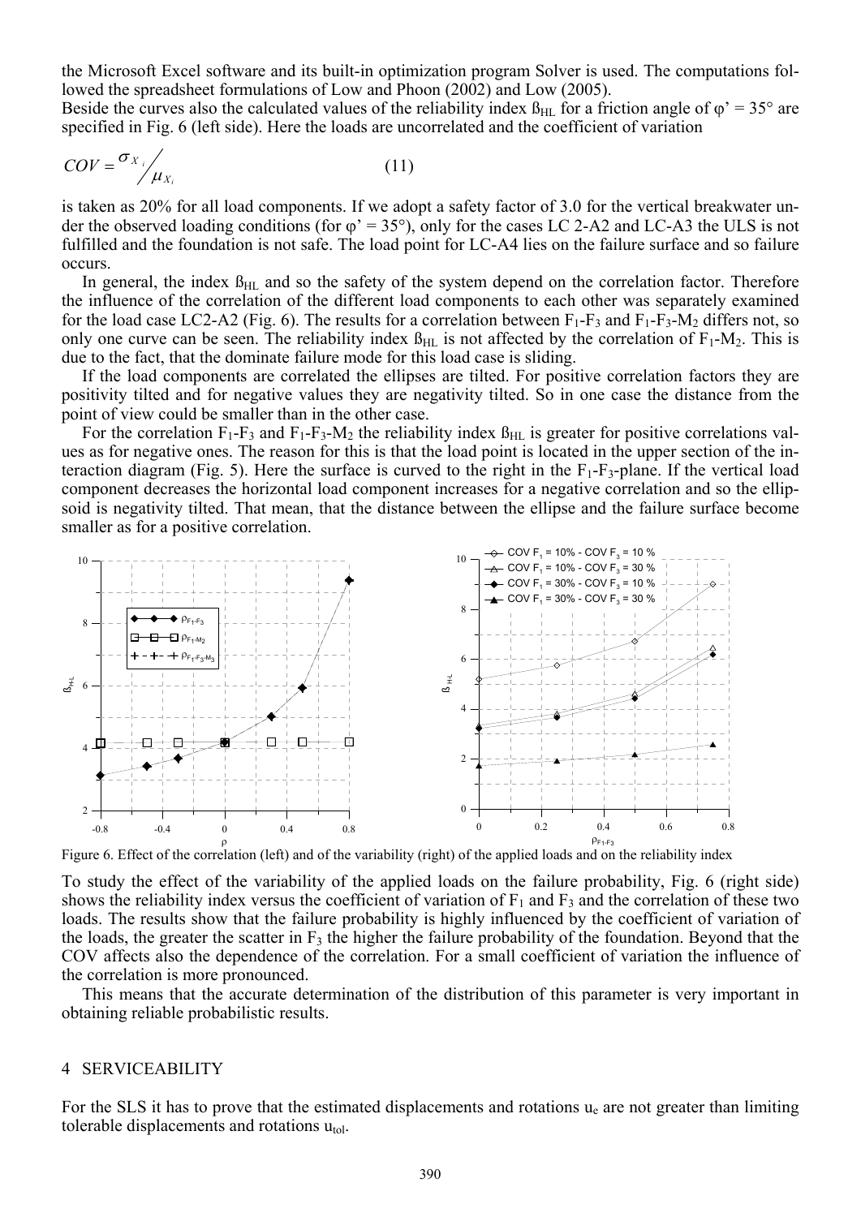the Microsoft Excel software and its built-in optimization program Solver is used. The computations followed the spreadsheet formulations of Low and Phoon (2002) and Low (2005).

Beside the curves also the calculated values of the reliability index $ß_{HL}$ for a friction angle of φ' = 35° are specified in Fig. 6 (left side). Here the loads are uncorrelated and the coefficient of variation

$$COV = \sigma_{X_i} / \mu_{X_i} \tag{11}$$

is taken as 20% for all load components. If we adopt a safety factor of 3.0 for the vertical breakwater under the observed loading conditions (for φ' = 35°), only for the cases LC 2-A2 and LC-A3 the ULS is not fulfilled and the foundation is not safe. The load point for LC-A4 lies on the failure surface and so failure occurs.

In general, the index $ß_{HL}$ and so the safety of the system depend on the correlation factor. Therefore the influence of the correlation of the different load components to each other was separately examined for the load case LC2-A2 (Fig. 6). The results for a correlation between $F_1$-$F_3$ and $F_1$-$F_3$-$M_2$ differs not, so only one curve can be seen. The reliability index $ß_{HL}$ is not affected by the correlation of $F_1$-$M_2$. This is due to the fact, that the dominate failure mode for this load case is sliding.

If the load components are correlated the ellipses are tilted. For positive correlation factors they are positivity tilted and for negative values they are negativity tilted. So in one case the distance from the point of view could be smaller than in the other case.

For the correlation $F_1$-$F_3$ and $F_1$-$F_3$-$M_2$ the reliability index $ß_{HL}$ is greater for positive correlations values as for negative ones. The reason for this is that the load point is located in the upper section of the interaction diagram (Fig. 5). Here the surface is curved to the right in the $F_1$-$F_3$-plane. If the vertical load component decreases the horizontal load component increases for a negative correlation and so the ellipsoid is negativity tilted. That mean, that the distance between the ellipse and the failure surface become smaller as for a positive correlation.

Figure 6. Effect of the correlation (left) and of the variability (right) of the applied loads and on the reliability index

To study the effect of the variability of the applied loads on the failure probability, Fig. 6 (right side) shows the reliability index versus the coefficient of variation of $F_1$ and $F_3$ and the correlation of these two loads. The results show that the failure probability is highly influenced by the coefficient of variation of the loads, the greater the scatter in $F_3$ the higher the failure probability of the foundation. Beyond that the COV affects also the dependence of the correlation. For a small coefficient of variation the influence of the correlation is more pronounced.

This means that the accurate determination of the distribution of this parameter is very important in obtaining reliable probabilistic results.

## 4 SERVICEABILITY

For the SLS it has to prove that the estimated displacements and rotations $u_e$ are not greater than limiting tolerable displacements and rotations $u_{tol}$.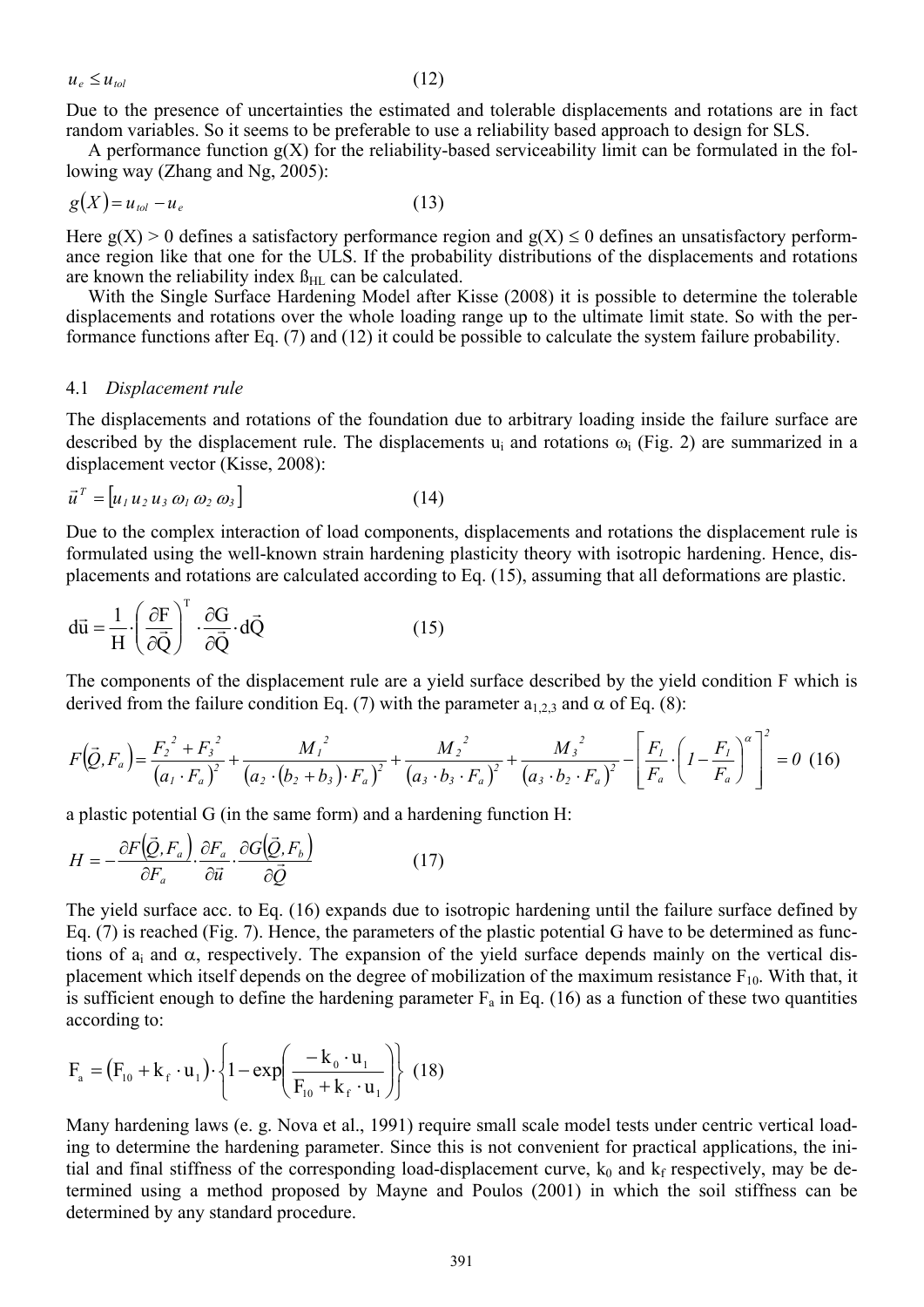$$u_e \leq u_{tol} \qquad (12)$$

Due to the presence of uncertainties the estimated and tolerable displacements and rotations are in fact random variables. So it seems to be preferable to use a reliability based approach to design for SLS.

A performance function g(X) for the reliability-based serviceability limit can be formulated in the following way (Zhang and Ng, 2005):

$$g(X) = u_{tol} - u_e \qquad (13)$$

Here $g(X) > 0$ defines a satisfactory performance region and $g(X) \leq 0$ defines an unsatisfactory performance region like that one for the ULS. If the probability distributions of the displacements and rotations are known the reliability index $ß_{HL}$ can be calculated.

With the Single Surface Hardening Model after Kisse (2008) it is possible to determine the tolerable displacements and rotations over the whole loading range up to the ultimate limit state. So with the performance functions after Eq. (7) and (12) it could be possible to calculate the system failure probability.

### 4.1 *Displacement rule*

The displacements and rotations of the foundation due to arbitrary loading inside the failure surface are described by the displacement rule. The displacements $u_i$ and rotations $\omega_i$ (Fig. 2) are summarized in a displacement vector (Kisse, 2008):

$$\vec{u}^T = [u_1\, u_2\, u_3\, \omega_1\, \omega_2\, \omega_3] \qquad (14)$$

Due to the complex interaction of load components, displacements and rotations the displacement rule is formulated using the well-known strain hardening plasticity theory with isotropic hardening. Hence, displacements and rotations are calculated according to Eq. (15), assuming that all deformations are plastic.

$$d\vec{u} = \frac{1}{H} \cdot \left( \frac{\partial F}{\partial \vec{Q}} \right)^T \cdot \frac{\partial G}{\partial \vec{Q}} \cdot d\vec{Q} \qquad (15)$$

The components of the displacement rule are a yield surface described by the yield condition F which is derived from the failure condition Eq. (7) with the parameter $a_{1,2,3}$ and $\alpha$ of Eq. (8):

$$F(\vec{Q}, F_a) = \frac{F_2^{\,2} + F_3^{\,2}}{(a_1 \cdot F_a)^2} + \frac{M_1^{\,2}}{(a_2 \cdot (b_2 + b_3) \cdot F_a)^2} + \frac{M_2^{\,2}}{(a_3 \cdot b_3 \cdot F_a)^2} + \frac{M_3^{\,2}}{(a_3 \cdot b_2 \cdot F_a)^2} - \left[ \frac{F_1}{F_a} \cdot \left( 1 - \frac{F_1}{F_a} \right)^{\alpha} \right]^2 = 0 \quad (16)$$

a plastic potential G (in the same form) and a hardening function H:

$$H = -\frac{\partial F(\vec{Q}, F_a)}{\partial F_a} \cdot \frac{\partial F_a}{\partial \vec{u}} \cdot \frac{\partial G(\vec{Q}, F_b)}{\partial \vec{Q}} \qquad (17)$$

The yield surface acc. to Eq. (16) expands due to isotropic hardening until the failure surface defined by Eq. (7) is reached (Fig. 7). Hence, the parameters of the plastic potential G have to be determined as functions of $a_i$ and $\alpha$, respectively. The expansion of the yield surface depends mainly on the vertical displacement which itself depends on the degree of mobilization of the maximum resistance $F_{10}$. With that, it is sufficient enough to define the hardening parameter $F_a$ in Eq. (16) as a function of these two quantities according to:

$$F_a = (F_{10} + k_f \cdot u_1) \cdot \left\{ 1 - \exp\left( \frac{-k_0 \cdot u_1}{F_{10} + k_f \cdot u_1} \right) \right\} \quad (18)$$

Many hardening laws (e. g. Nova et al., 1991) require small scale model tests under centric vertical loading to determine the hardening parameter. Since this is not convenient for practical applications, the initial and final stiffness of the corresponding load-displacement curve, $k_0$ and $k_f$ respectively, may be determined using a method proposed by Mayne and Poulos (2001) in which the soil stiffness can be determined by any standard procedure.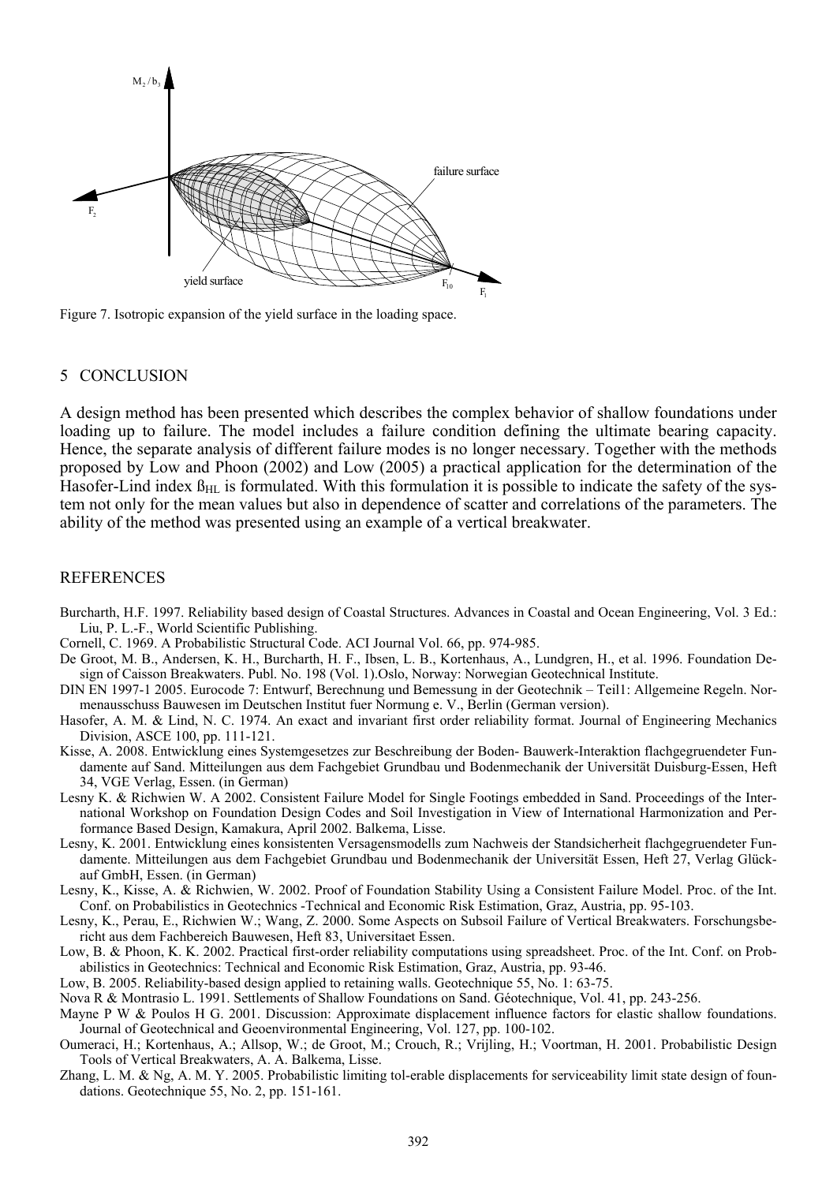$M_2 / b_3$

failure surface

$F_2$

yield surface

$F_{10}$

$F_1$

Figure 7. Isotropic expansion of the yield surface in the loading space.

## 5 CONCLUSION

A design method has been presented which describes the complex behavior of shallow foundations under loading up to failure. The model includes a failure condition defining the ultimate bearing capacity. Hence, the separate analysis of different failure modes is no longer necessary. Together with the methods proposed by Low and Phoon (2002) and Low (2005) a practical application for the determination of the Hasofer-Lind index $\beta_{HL}$ is formulated. With this formulation it is possible to indicate the safety of the system not only for the mean values but also in dependence of scatter and correlations of the parameters. The ability of the method was presented using an example of a vertical breakwater.

## REFERENCES

Burcharth, H.F. 1997. Reliability based design of Coastal Structures. Advances in Coastal and Ocean Engineering, Vol. 3 Ed.: Liu, P. L.-F., World Scientific Publishing.

Cornell, C. 1969. A Probabilistic Structural Code. ACI Journal Vol. 66, pp. 974-985.

De Groot, M. B., Andersen, K. H., Burcharth, H. F., Ibsen, L. B., Kortenhaus, A., Lundgren, H., et al. 1996. Foundation Design of Caisson Breakwaters. Publ. No. 198 (Vol. 1).Oslo, Norway: Norwegian Geotechnical Institute.

DIN EN 1997-1 2005. Eurocode 7: Entwurf, Berechnung und Bemessung in der Geotechnik – Teil1: Allgemeine Regeln. Normenausschuss Bauwesen im Deutschen Institut fuer Normung e. V., Berlin (German version).

Hasofer, A. M. & Lind, N. C. 1974. An exact and invariant first order reliability format. Journal of Engineering Mechanics Division, ASCE 100, pp. 111-121.

Kisse, A. 2008. Entwicklung eines Systemgesetzes zur Beschreibung der Boden- Bauwerk-Interaktion flachgegruendeter Fundamente auf Sand. Mitteilungen aus dem Fachgebiet Grundbau und Bodenmechanik der Universität Duisburg-Essen, Heft 34, VGE Verlag, Essen. (in German)

Lesny K. & Richwien W. A 2002. Consistent Failure Model for Single Footings embedded in Sand. Proceedings of the International Workshop on Foundation Design Codes and Soil Investigation in View of International Harmonization and Performance Based Design, Kamakura, April 2002. Balkema, Lisse.

Lesny, K. 2001. Entwicklung eines konsistenten Versagensmodells zum Nachweis der Standsicherheit flachgegruendeter Fundamente. Mitteilungen aus dem Fachgebiet Grundbau und Bodenmechanik der Universität Essen, Heft 27, Verlag Glückauf GmbH, Essen. (in German)

Lesny, K., Kisse, A. & Richwien, W. 2002. Proof of Foundation Stability Using a Consistent Failure Model. Proc. of the Int. Conf. on Probabilistics in Geotechnics -Technical and Economic Risk Estimation, Graz, Austria, pp. 95-103.

Lesny, K., Perau, E., Richwien W.; Wang, Z. 2000. Some Aspects on Subsoil Failure of Vertical Breakwaters. Forschungsbericht aus dem Fachbereich Bauwesen, Heft 83, Universitaet Essen.

Low, B. & Phoon, K. K. 2002. Practical first-order reliability computations using spreadsheet. Proc. of the Int. Conf. on Probabilistics in Geotechnics: Technical and Economic Risk Estimation, Graz, Austria, pp. 93-46.

Low, B. 2005. Reliability-based design applied to retaining walls. Geotechnique 55, No. 1: 63-75.

Nova R & Montrasio L. 1991. Settlements of Shallow Foundations on Sand. Géotechnique, Vol. 41, pp. 243-256.

Mayne P W & Poulos H G. 2001. Discussion: Approximate displacement influence factors for elastic shallow foundations. Journal of Geotechnical and Geoenvironmental Engineering, Vol. 127, pp. 100-102.

Oumeraci, H.; Kortenhaus, A.; Allsop, W.; de Groot, M.; Crouch, R.; Vrijling, H.; Voortman, H. 2001. Probabilistic Design Tools of Vertical Breakwaters, A. A. Balkema, Lisse.

Zhang, L. M. & Ng, A. M. Y. 2005. Probabilistic limiting tol-erable displacements for serviceability limit state design of foundations. Geotechnique 55, No. 2, pp. 151-161.